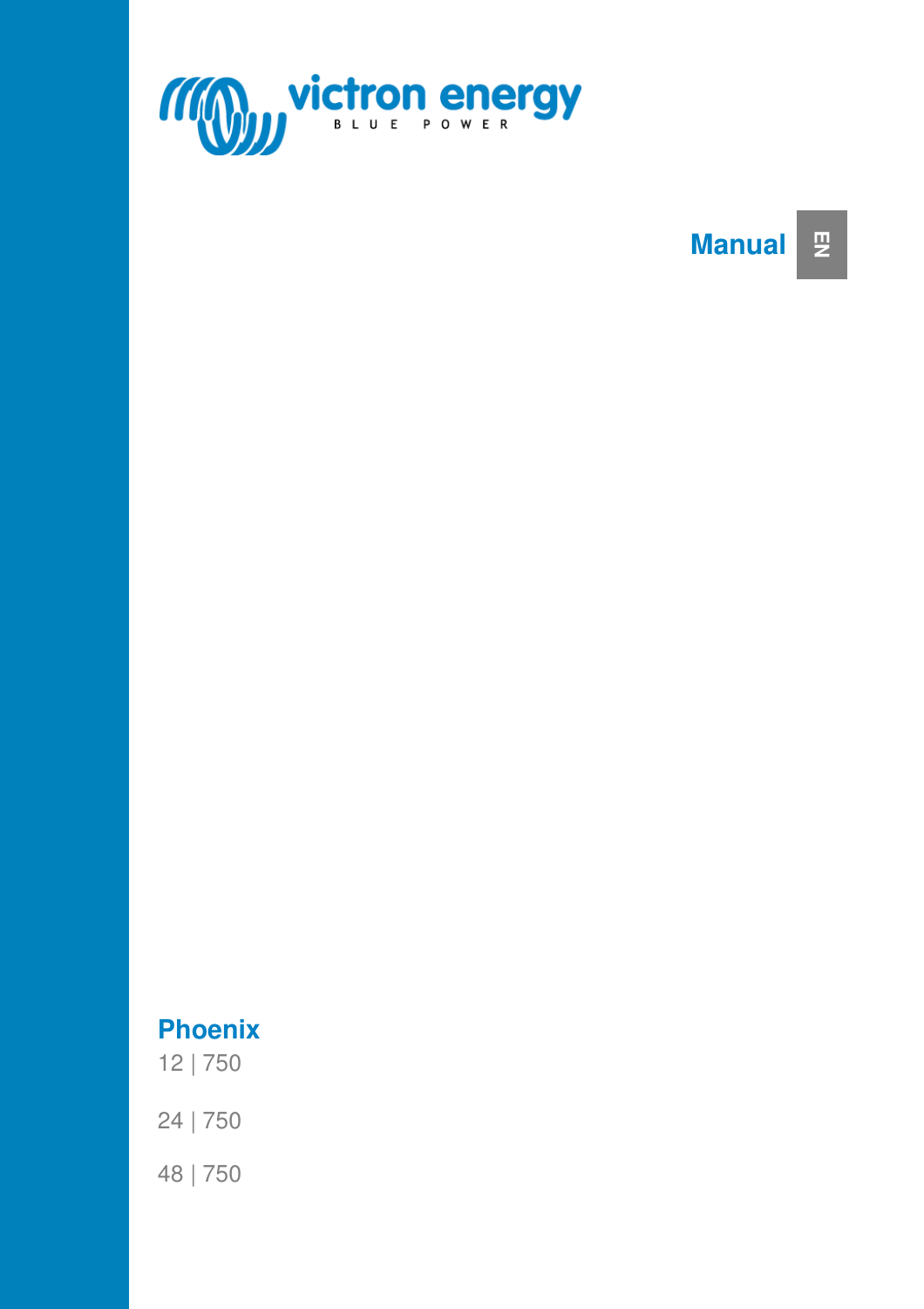victron energy

BLUE POWER

**Manual**

EN

# Phoenix

12 | 750

24 | 750

48 | 750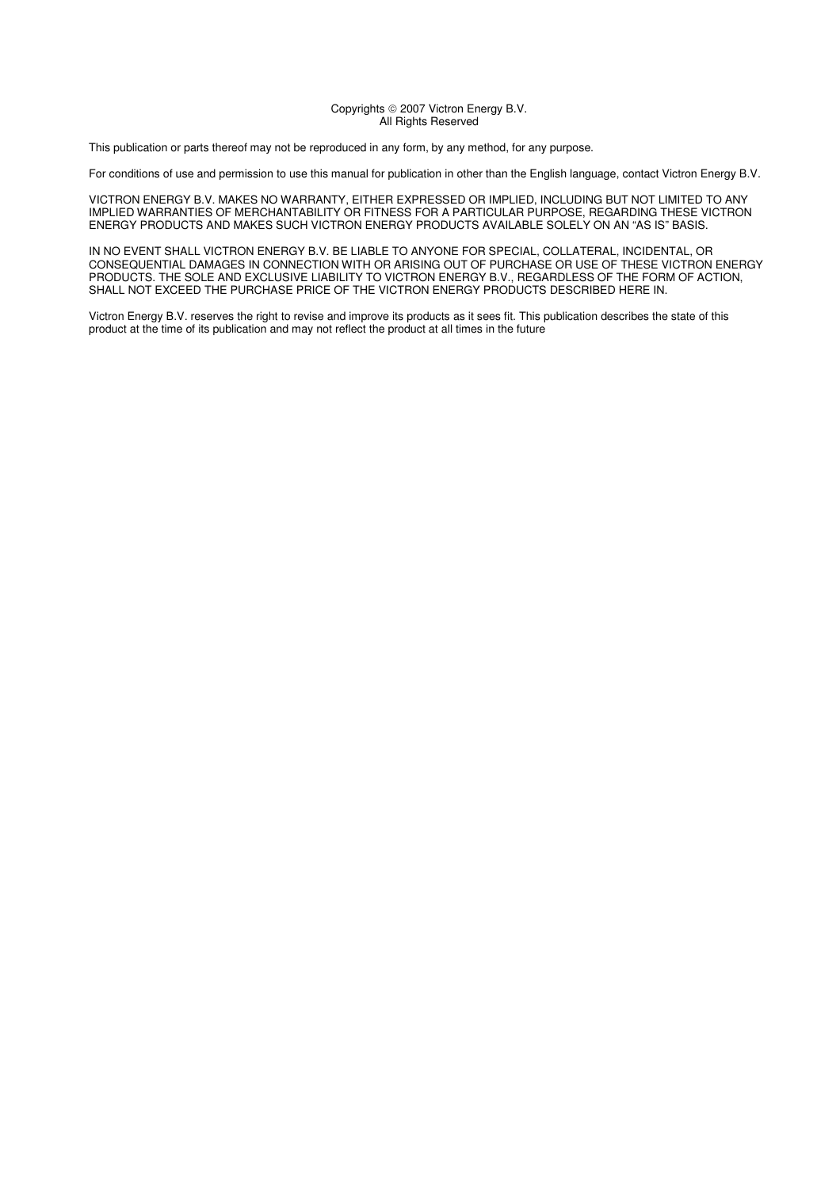Copyrights © 2007 Victron Energy B.V.
All Rights Reserved

This publication or parts thereof may not be reproduced in any form, by any method, for any purpose.

For conditions of use and permission to use this manual for publication in other than the English language, contact Victron Energy B.V.

VICTRON ENERGY B.V. MAKES NO WARRANTY, EITHER EXPRESSED OR IMPLIED, INCLUDING BUT NOT LIMITED TO ANY IMPLIED WARRANTIES OF MERCHANTABILITY OR FITNESS FOR A PARTICULAR PURPOSE, REGARDING THESE VICTRON ENERGY PRODUCTS AND MAKES SUCH VICTRON ENERGY PRODUCTS AVAILABLE SOLELY ON AN "AS IS" BASIS.

IN NO EVENT SHALL VICTRON ENERGY B.V. BE LIABLE TO ANYONE FOR SPECIAL, COLLATERAL, INCIDENTAL, OR CONSEQUENTIAL DAMAGES IN CONNECTION WITH OR ARISING OUT OF PURCHASE OR USE OF THESE VICTRON ENERGY PRODUCTS. THE SOLE AND EXCLUSIVE LIABILITY TO VICTRON ENERGY B.V., REGARDLESS OF THE FORM OF ACTION, SHALL NOT EXCEED THE PURCHASE PRICE OF THE VICTRON ENERGY PRODUCTS DESCRIBED HERE IN.

Victron Energy B.V. reserves the right to revise and improve its products as it sees fit. This publication describes the state of this product at the time of its publication and may not reflect the product at all times in the future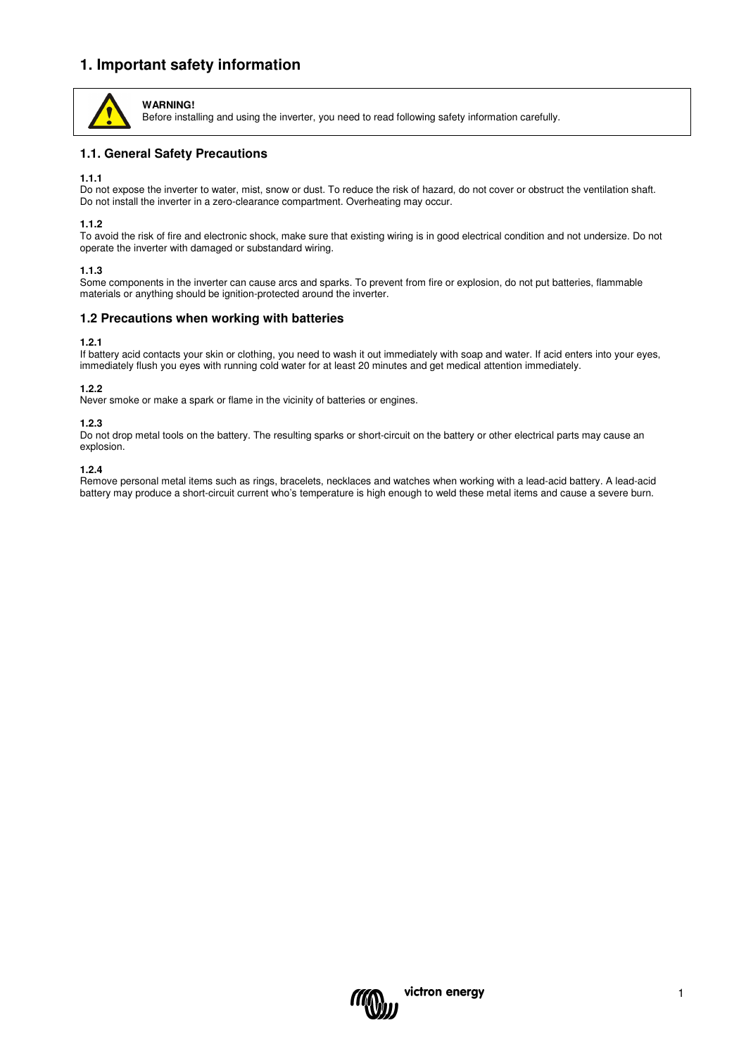# 1. Important safety information

**WARNING!**
Before installing and using the inverter, you need to read following safety information carefully.

## 1.1. General Safety Precautions

**1.1.1**
Do not expose the inverter to water, mist, snow or dust. To reduce the risk of hazard, do not cover or obstruct the ventilation shaft. Do not install the inverter in a zero-clearance compartment. Overheating may occur.

**1.1.2**
To avoid the risk of fire and electronic shock, make sure that existing wiring is in good electrical condition and not undersize. Do not operate the inverter with damaged or substandard wiring.

**1.1.3**
Some components in the inverter can cause arcs and sparks. To prevent from fire or explosion, do not put batteries, flammable materials or anything should be ignition-protected around the inverter.

## 1.2 Precautions when working with batteries

**1.2.1**
If battery acid contacts your skin or clothing, you need to wash it out immediately with soap and water. If acid enters into your eyes, immediately flush you eyes with running cold water for at least 20 minutes and get medical attention immediately.

**1.2.2**
Never smoke or make a spark or flame in the vicinity of batteries or engines.

**1.2.3**
Do not drop metal tools on the battery. The resulting sparks or short-circuit on the battery or other electrical parts may cause an explosion.

**1.2.4**
Remove personal metal items such as rings, bracelets, necklaces and watches when working with a lead-acid battery. A lead-acid battery may produce a short-circuit current who's temperature is high enough to weld these metal items and cause a severe burn.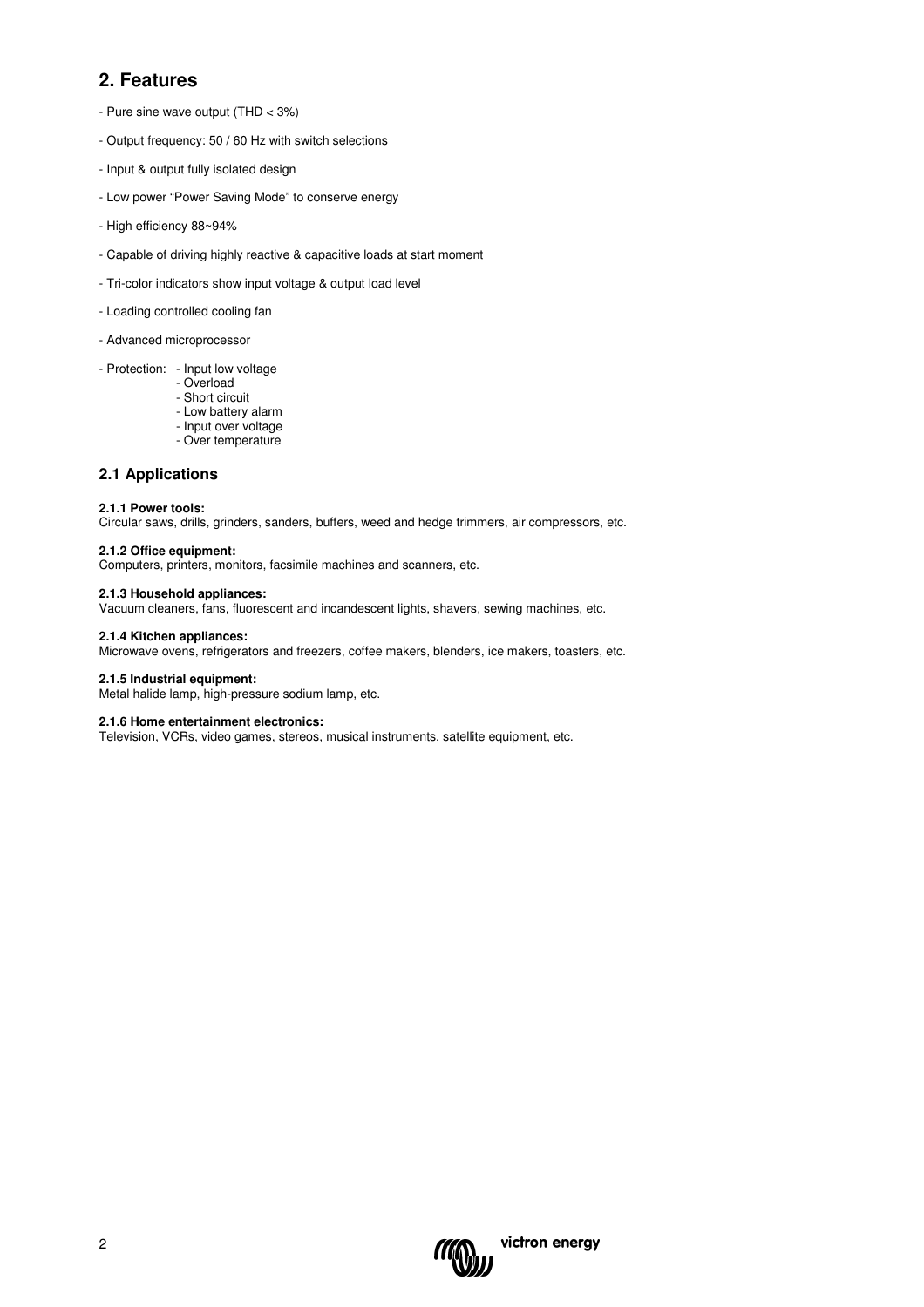## 2. Features

- Pure sine wave output (THD < 3%)
- Output frequency: 50 / 60 Hz with switch selections
- Input & output fully isolated design
- Low power "Power Saving Mode" to conserve energy
- High efficiency 88~94%
- Capable of driving highly reactive & capacitive loads at start moment
- Tri-color indicators show input voltage & output load level
- Loading controlled cooling fan
- Advanced microprocessor
- Protection:
  - Input low voltage
  - Overload
  - Short circuit
  - Low battery alarm
  - Input over voltage
  - Over temperature

### 2.1 Applications

**2.1.1 Power tools:**
Circular saws, drills, grinders, sanders, buffers, weed and hedge trimmers, air compressors, etc.

**2.1.2 Office equipment:**
Computers, printers, monitors, facsimile machines and scanners, etc.

**2.1.3 Household appliances:**
Vacuum cleaners, fans, fluorescent and incandescent lights, shavers, sewing machines, etc.

**2.1.4 Kitchen appliances:**
Microwave ovens, refrigerators and freezers, coffee makers, blenders, ice makers, toasters, etc.

**2.1.5 Industrial equipment:**
Metal halide lamp, high-pressure sodium lamp, etc.

**2.1.6 Home entertainment electronics:**
Television, VCRs, video games, stereos, musical instruments, satellite equipment, etc.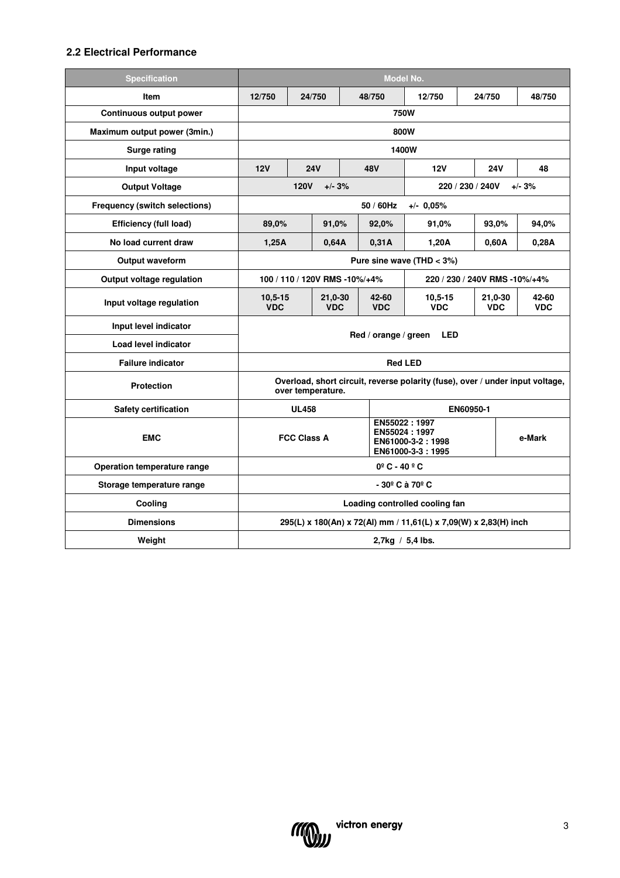## 2.2 Electrical Performance

| Specification | Model No. | | | | | |
|---|---|---|---|---|---|---|
| **Item** | **12/750** | **24/750** | **48/750** | **12/750** | **24/750** | **48/750** |
| **Continuous output power** | **750W** | | | | | |
| **Maximum output power (3min.)** | **800W** | | | | | |
| **Surge rating** | **1400W** | | | | | |
| **Input voltage** | **12V** | **24V** | **48V** | **12V** | **24V** | **48** |
| **Output Voltage** | **120V +/- 3%** | | | **220 / 230 / 240V +/- 3%** | | |
| **Frequency (switch selections)** | **50 / 60Hz +/- 0,05%** | | | | | |
| **Efficiency (full load)** | **89,0%** | **91,0%** | **92,0%** | **91,0%** | **93,0%** | **94,0%** |
| **No load current draw** | **1,25A** | **0,64A** | **0,31A** | **1,20A** | **0,60A** | **0,28A** |
| **Output waveform** | **Pure sine wave (THD < 3%)** | | | | | |
| **Output voltage regulation** | **100 / 110 / 120V RMS -10%/+4%** | | | **220 / 230 / 240V RMS -10%/+4%** | | |
| **Input voltage regulation** | **10,5-15 VDC** | **21,0-30 VDC** | **42-60 VDC** | **10,5-15 VDC** | **21,0-30 VDC** | **42-60 VDC** |
| **Input level indicator** | **Red / orange / green LED** | | | | | |
| **Load level indicator** | | | | | | |
| **Failure indicator** | **Red LED** | | | | | |
| **Protection** | **Overload, short circuit, reverse polarity (fuse), over / under input voltage, over temperature.** | | | | | |
| **Safety certification** | **UL458** | | | **EN60950-1** | | |
| **EMC** | **FCC Class A** | | | **EN55022 : 1997 EN55024 : 1997 EN61000-3-2 : 1998 EN61000-3-3 : 1995** | | **e-Mark** |
| **Operation temperature range** | **0º C - 40 º C** | | | | | |
| **Storage temperature range** | **- 30º C à 70º C** | | | | | |
| **Cooling** | **Loading controlled cooling fan** | | | | | |
| **Dimensions** | **295(L) x 180(An) x 72(Al) mm / 11,61(L) x 7,09(W) x 2,83(H) inch** | | | | | |
| **Weight** | **2,7kg / 5,4 lbs.** | | | | | |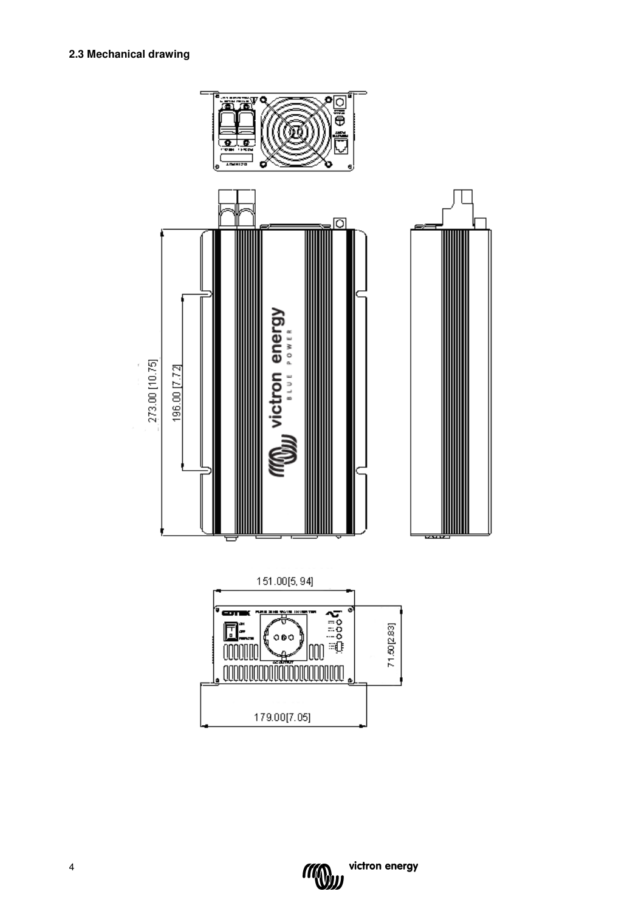### 2.3 Mechanical drawing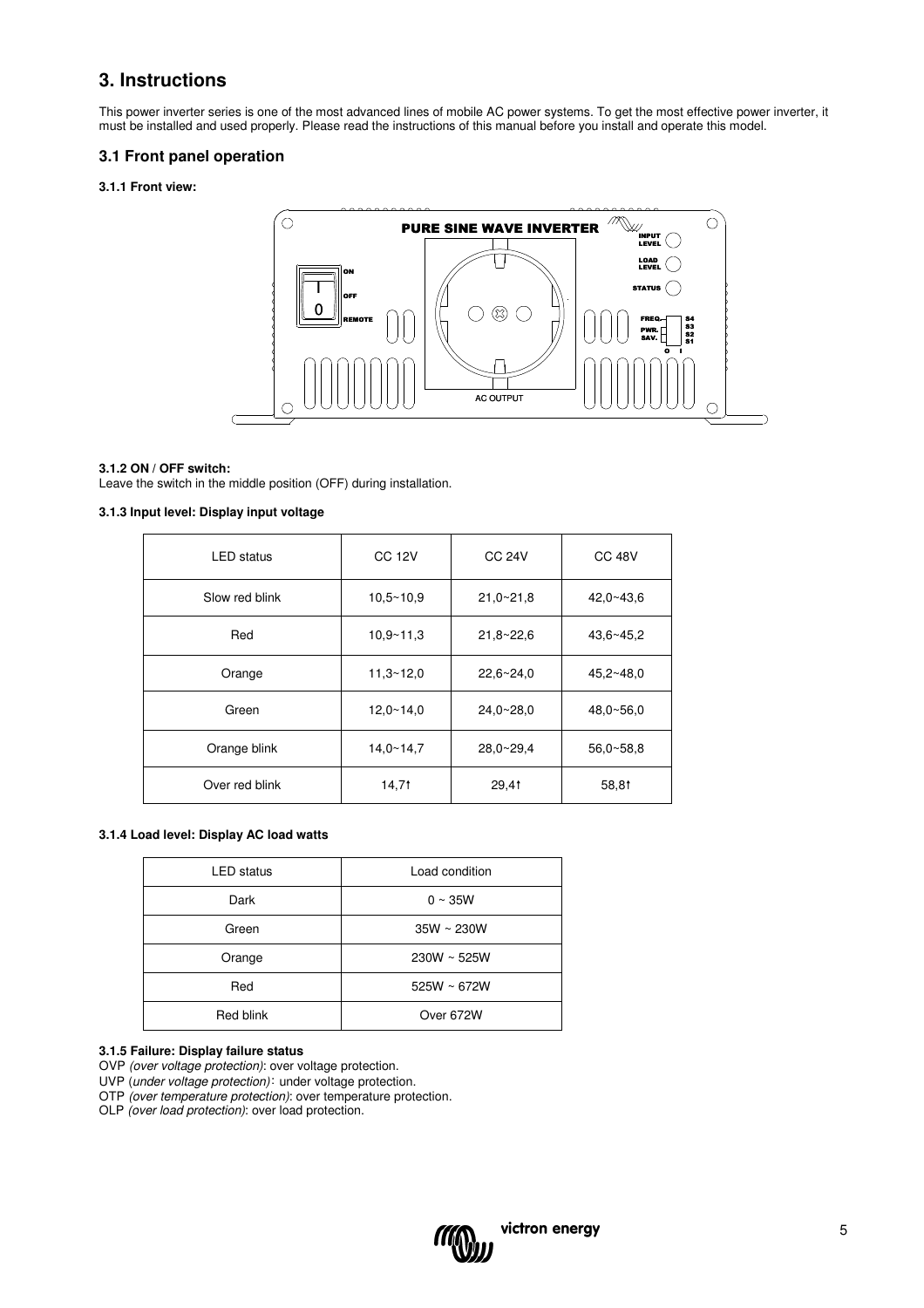# 3. Instructions

This power inverter series is one of the most advanced lines of mobile AC power systems. To get the most effective power inverter, it must be installed and used properly. Please read the instructions of this manual before you install and operate this model.

## 3.1 Front panel operation

### 3.1.1 Front view:

#### 3.1.2 ON / OFF switch:

Leave the switch in the middle position (OFF) during installation.

#### 3.1.3 Input level: Display input voltage

| LED status | CC 12V | CC 24V | CC 48V |
|---|---|---|---|
| Slow red blink | 10,5~10,9 | 21,0~21,8 | 42,0~43,6 |
| Red | 10,9~11,3 | 21,8~22,6 | 43,6~45,2 |
| Orange | 11,3~12,0 | 22,6~24,0 | 45,2~48,0 |
| Green | 12,0~14,0 | 24,0~28,0 | 48,0~56,0 |
| Orange blink | 14,0~14,7 | 28,0~29,4 | 56,0~58,8 |
| Over red blink | 14,7↑ | 29,4↑ | 58,8↑ |

#### 3.1.4 Load level: Display AC load watts

| LED status | Load condition |
|---|---|
| Dark | 0 ~ 35W |
| Green | 35W ~ 230W |
| Orange | 230W ~ 525W |
| Red | 525W ~ 672W |
| Red blink | Over 672W |

#### 3.1.5 Failure: Display failure status

OVP *(over voltage protection)*: over voltage protection.
UVP (*under voltage protection)*: under voltage protection.
OTP *(over temperature protection)*: over temperature protection.
OLP *(over load protection)*: over load protection.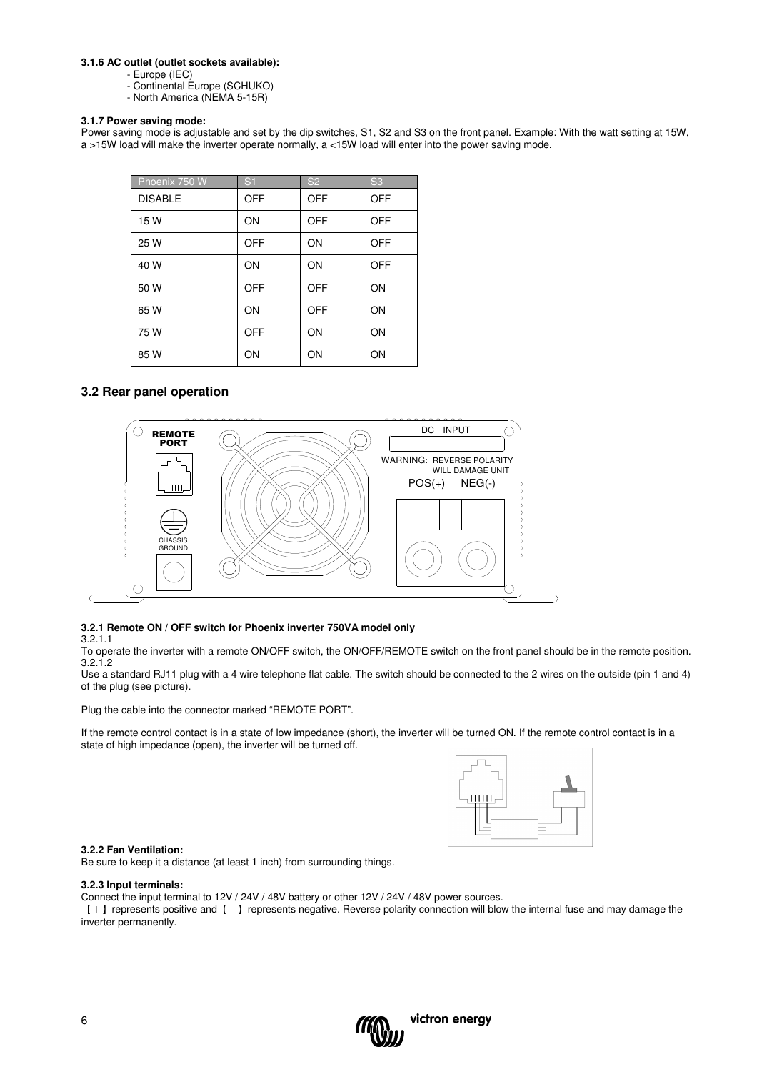**3.1.6 AC outlet (outlet sockets available):**

- Europe (IEC)
- Continental Europe (SCHUKO)
- North America (NEMA 5-15R)

**3.1.7 Power saving mode:**

Power saving mode is adjustable and set by the dip switches, S1, S2 and S3 on the front panel. Example: With the watt setting at 15W, a >15W load will make the inverter operate normally, a <15W load will enter into the power saving mode.

| Phoenix 750 W | S1 | S2 | S3 |
|---|---|---|---|
| DISABLE | OFF | OFF | OFF |
| 15 W | ON | OFF | OFF |
| 25 W | OFF | ON | OFF |
| 40 W | ON | ON | OFF |
| 50 W | OFF | OFF | ON |
| 65 W | ON | OFF | ON |
| 75 W | OFF | ON | ON |
| 85 W | ON | ON | ON |

## 3.2 Rear panel operation

**3.2.1 Remote ON / OFF switch for Phoenix inverter 750VA model only**

3.2.1.1

To operate the inverter with a remote ON/OFF switch, the ON/OFF/REMOTE switch on the front panel should be in the remote position.

3.2.1.2

Use a standard RJ11 plug with a 4 wire telephone flat cable. The switch should be connected to the 2 wires on the outside (pin 1 and 4) of the plug (see picture).

Plug the cable into the connector marked "REMOTE PORT".

If the remote control contact is in a state of low impedance (short), the inverter will be turned ON. If the remote control contact is in a state of high impedance (open), the inverter will be turned off.

**3.2.2 Fan Ventilation:**

Be sure to keep it a distance (at least 1 inch) from surrounding things.

**3.2.3 Input terminals:**

Connect the input terminal to 12V / 24V / 48V battery or other 12V / 24V / 48V power sources.

【+】represents positive and【−】represents negative. Reverse polarity connection will blow the internal fuse and may damage the inverter permanently.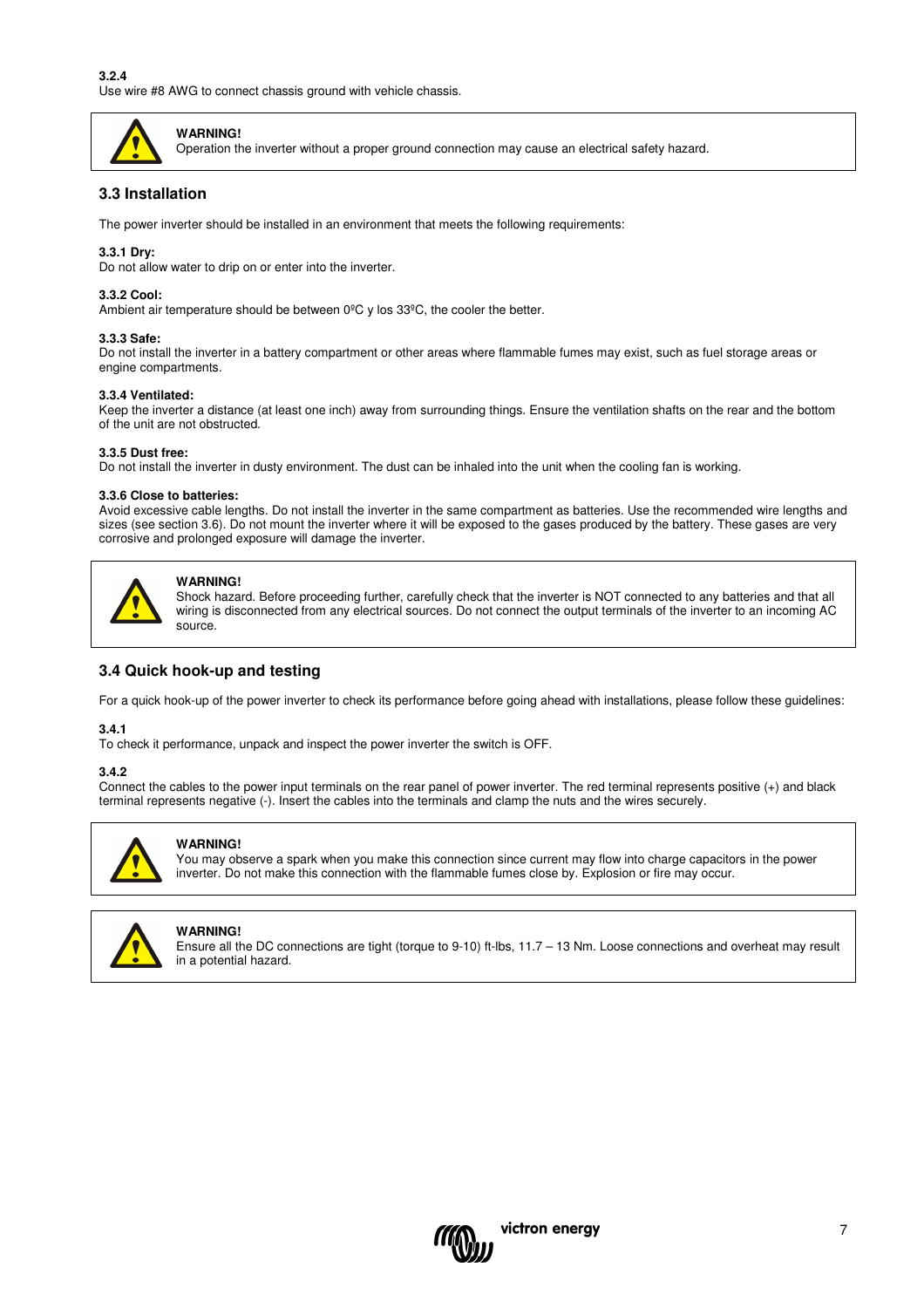**3.2.4**
Use wire #8 AWG to connect chassis ground with vehicle chassis.

> **WARNING!**
> Operation the inverter without a proper ground connection may cause an electrical safety hazard.

## 3.3 Installation

The power inverter should be installed in an environment that meets the following requirements:

**3.3.1 Dry:**
Do not allow water to drip on or enter into the inverter.

**3.3.2 Cool:**
Ambient air temperature should be between 0ºC y los 33ºC, the cooler the better.

**3.3.3 Safe:**
Do not install the inverter in a battery compartment or other areas where flammable fumes may exist, such as fuel storage areas or engine compartments.

**3.3.4 Ventilated:**
Keep the inverter a distance (at least one inch) away from surrounding things. Ensure the ventilation shafts on the rear and the bottom of the unit are not obstructed.

**3.3.5 Dust free:**
Do not install the inverter in dusty environment. The dust can be inhaled into the unit when the cooling fan is working.

**3.3.6 Close to batteries:**
Avoid excessive cable lengths. Do not install the inverter in the same compartment as batteries. Use the recommended wire lengths and sizes (see section 3.6). Do not mount the inverter where it will be exposed to the gases produced by the battery. These gases are very corrosive and prolonged exposure will damage the inverter.

> **WARNING!**
> Shock hazard. Before proceeding further, carefully check that the inverter is NOT connected to any batteries and that all wiring is disconnected from any electrical sources. Do not connect the output terminals of the inverter to an incoming AC source.

## 3.4 Quick hook-up and testing

For a quick hook-up of the power inverter to check its performance before going ahead with installations, please follow these guidelines:

**3.4.1**
To check it performance, unpack and inspect the power inverter the switch is OFF.

**3.4.2**
Connect the cables to the power input terminals on the rear panel of power inverter. The red terminal represents positive (+) and black terminal represents negative (-). Insert the cables into the terminals and clamp the nuts and the wires securely.

> **WARNING!**
> You may observe a spark when you make this connection since current may flow into charge capacitors in the power inverter. Do not make this connection with the flammable fumes close by. Explosion or fire may occur.

> **WARNING!**
> Ensure all the DC connections are tight (torque to 9-10) ft-lbs, 11.7 – 13 Nm. Loose connections and overheat may result in a potential hazard.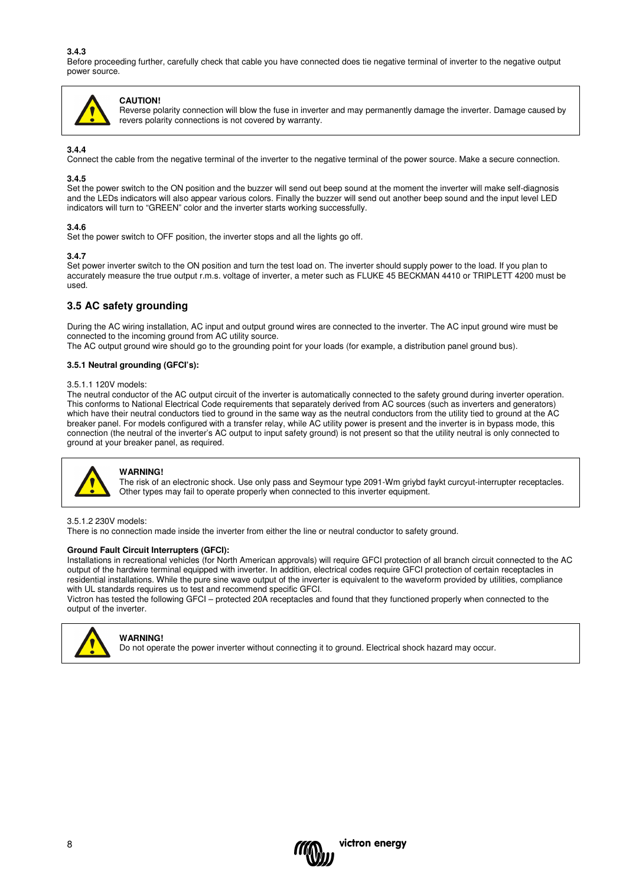**3.4.3**
Before proceeding further, carefully check that cable you have connected does tie negative terminal of inverter to the negative output power source.

> **CAUTION!**
> Reverse polarity connection will blow the fuse in inverter and may permanently damage the inverter. Damage caused by revers polarity connections is not covered by warranty.

**3.4.4**
Connect the cable from the negative terminal of the inverter to the negative terminal of the power source. Make a secure connection.

**3.4.5**
Set the power switch to the ON position and the buzzer will send out beep sound at the moment the inverter will make self-diagnosis and the LEDs indicators will also appear various colors. Finally the buzzer will send out another beep sound and the input level LED indicators will turn to "GREEN" color and the inverter starts working successfully.

**3.4.6**
Set the power switch to OFF position, the inverter stops and all the lights go off.

**3.4.7**
Set power inverter switch to the ON position and turn the test load on. The inverter should supply power to the load. If you plan to accurately measure the true output r.m.s. voltage of inverter, a meter such as FLUKE 45 BECKMAN 4410 or TRIPLETT 4200 must be used.

## 3.5 AC safety grounding

During the AC wiring installation, AC input and output ground wires are connected to the inverter. The AC input ground wire must be connected to the incoming ground from AC utility source.
The AC output ground wire should go to the grounding point for your loads (for example, a distribution panel ground bus).

**3.5.1 Neutral grounding (GFCI's):**

3.5.1.1 120V models:
The neutral conductor of the AC output circuit of the inverter is automatically connected to the safety ground during inverter operation. This conforms to National Electrical Code requirements that separately derived from AC sources (such as inverters and generators) which have their neutral conductors tied to ground in the same way as the neutral conductors from the utility tied to ground at the AC breaker panel. For models configured with a transfer relay, while AC utility power is present and the inverter is in bypass mode, this connection (the neutral of the inverter's AC output to input safety ground) is not present so that the utility neutral is only connected to ground at your breaker panel, as required.

> **WARNING!**
> The risk of an electronic shock. Use only pass and Seymour type 2091-Wm griybd faykt curcyut-interrupter receptacles. Other types may fail to operate properly when connected to this inverter equipment.

3.5.1.2 230V models:
There is no connection made inside the inverter from either the line or neutral conductor to safety ground.

**Ground Fault Circuit Interrupters (GFCI):**
Installations in recreational vehicles (for North American approvals) will require GFCI protection of all branch circuit connected to the AC output of the hardwire terminal equipped with inverter. In addition, electrical codes require GFCI protection of certain receptacles in residential installations. While the pure sine wave output of the inverter is equivalent to the waveform provided by utilities, compliance with UL standards requires us to test and recommend specific GFCI.
Victron has tested the following GFCI – protected 20A receptacles and found that they functioned properly when connected to the output of the inverter.

> **WARNING!**
> Do not operate the power inverter without connecting it to ground. Electrical shock hazard may occur.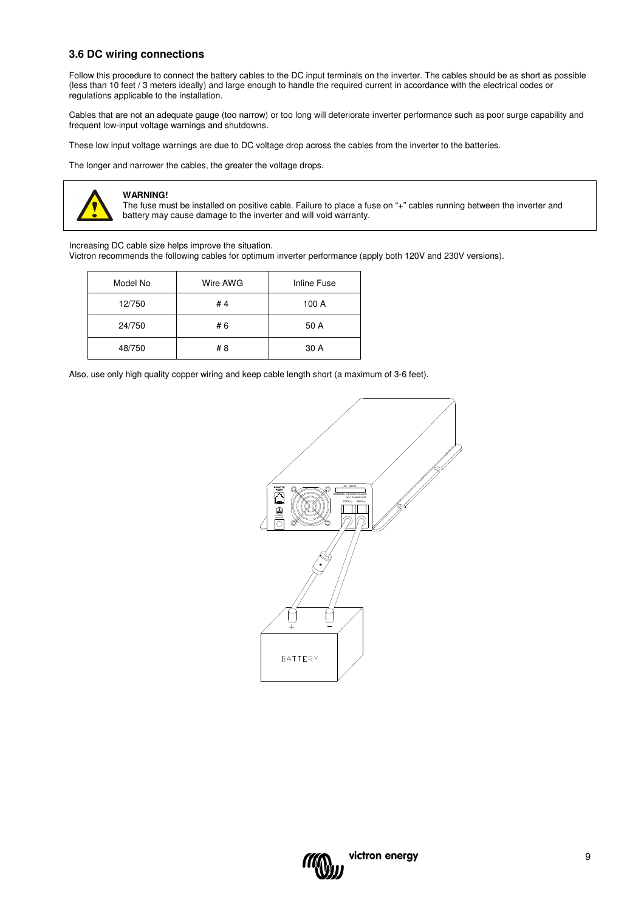### 3.6 DC wiring connections

Follow this procedure to connect the battery cables to the DC input terminals on the inverter. The cables should be as short as possible (less than 10 feet / 3 meters ideally) and large enough to handle the required current in accordance with the electrical codes or regulations applicable to the installation.

Cables that are not an adequate gauge (too narrow) or too long will deteriorate inverter performance such as poor surge capability and frequent low-input voltage warnings and shutdowns.

These low input voltage warnings are due to DC voltage drop across the cables from the inverter to the batteries.

The longer and narrower the cables, the greater the voltage drops.

> **WARNING!**
> The fuse must be installed on positive cable. Failure to place a fuse on "+" cables running between the inverter and battery may cause damage to the inverter and will void warranty.

Increasing DC cable size helps improve the situation.
Victron recommends the following cables for optimum inverter performance (apply both 120V and 230V versions).

| Model No | Wire AWG | Inline Fuse |
|---|---|---|
| 12/750 | # 4 | 100 A |
| 24/750 | # 6 | 50 A |
| 48/750 | # 8 | 30 A |

Also, use only high quality copper wiring and keep cable length short (a maximum of 3-6 feet).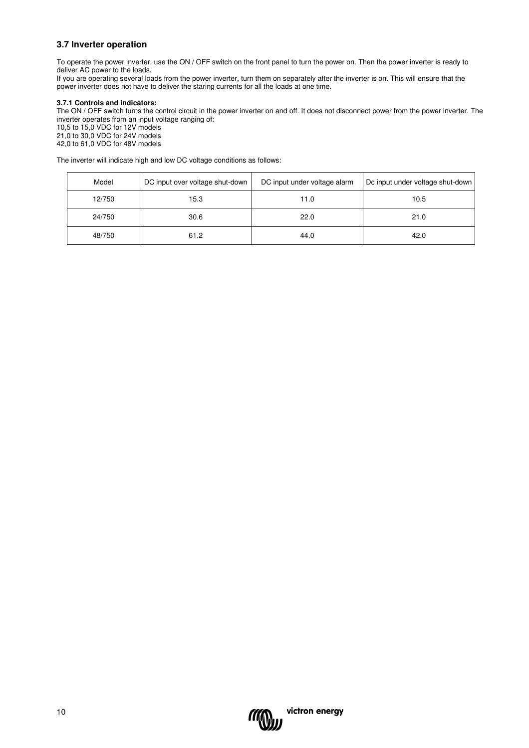## 3.7 Inverter operation

To operate the power inverter, use the ON / OFF switch on the front panel to turn the power on. Then the power inverter is ready to deliver AC power to the loads.
If you are operating several loads from the power inverter, turn them on separately after the inverter is on. This will ensure that the power inverter does not have to deliver the staring currents for all the loads at one time.

### 3.7.1 Controls and indicators:

The ON / OFF switch turns the control circuit in the power inverter on and off. It does not disconnect power from the power inverter. The inverter operates from an input voltage ranging of:
10,5 to 15,0 VDC for 12V models
21,0 to 30,0 VDC for 24V models
42,0 to 61,0 VDC for 48V models

The inverter will indicate high and low DC voltage conditions as follows:

| Model | DC input over voltage shut-down | DC input under voltage alarm | Dc input under voltage shut-down |
|---|---|---|---|
| 12/750 | 15.3 | 11.0 | 10.5 |
| 24/750 | 30.6 | 22.0 | 21.0 |
| 48/750 | 61.2 | 44.0 | 42.0 |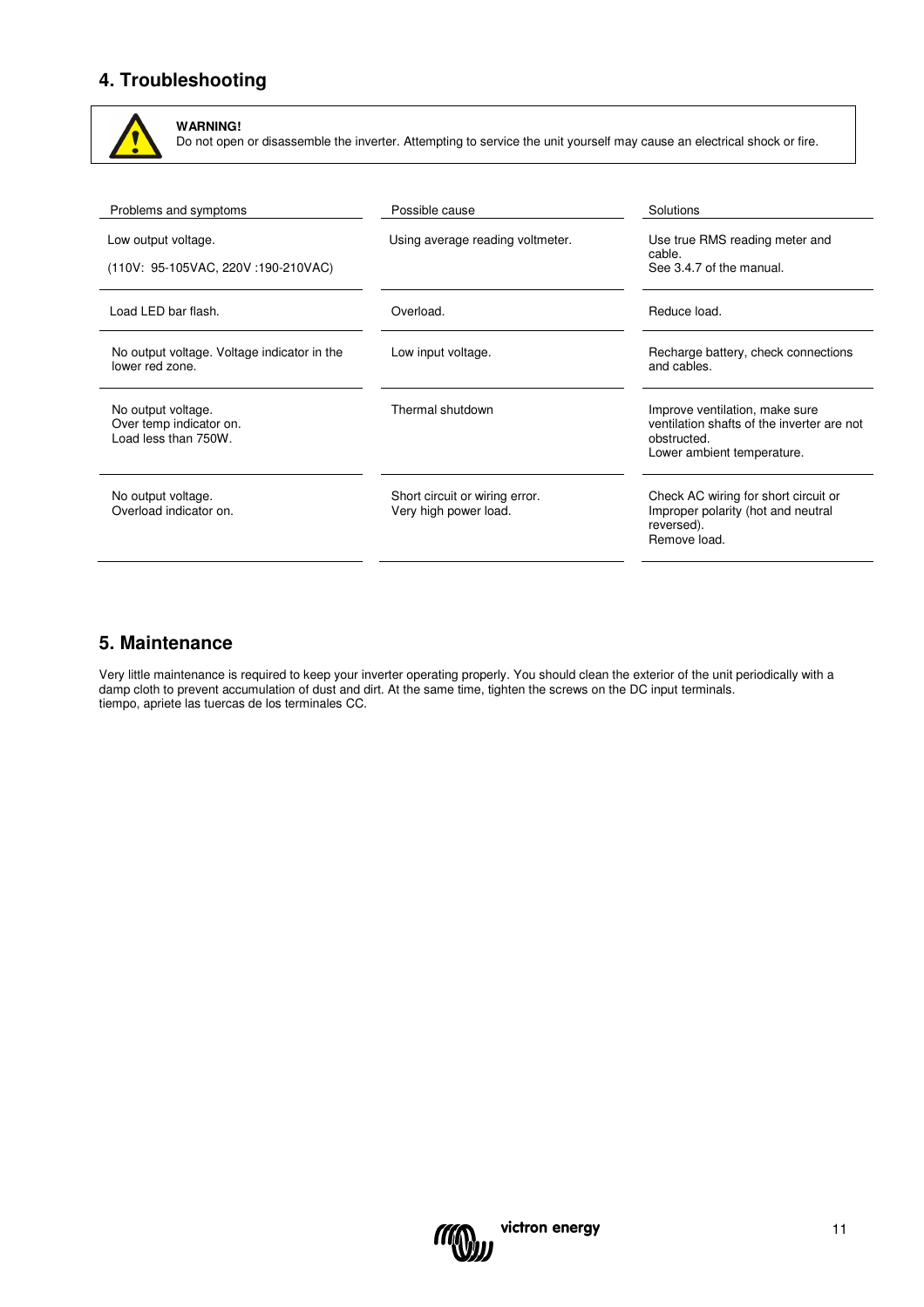## 4. Troubleshooting

**WARNING!**
Do not open or disassemble the inverter. Attempting to service the unit yourself may cause an electrical shock or fire.

| Problems and symptoms | Possible cause | Solutions |
|---|---|---|
| Low output voltage.<br><br>(110V: 95-105VAC, 220V :190-210VAC) | Using average reading voltmeter. | Use true RMS reading meter and cable.<br>See 3.4.7 of the manual. |
| Load LED bar flash. | Overload. | Reduce load. |
| No output voltage. Voltage indicator in the lower red zone. | Low input voltage. | Recharge battery, check connections and cables. |
| No output voltage.<br>Over temp indicator on.<br>Load less than 750W. | Thermal shutdown | Improve ventilation, make sure ventilation shafts of the inverter are not obstructed.<br>Lower ambient temperature. |
| No output voltage.<br>Overload indicator on. | Short circuit or wiring error.<br>Very high power load. | Check AC wiring for short circuit or Improper polarity (hot and neutral reversed).<br>Remove load. |

## 5. Maintenance

Very little maintenance is required to keep your inverter operating properly. You should clean the exterior of the unit periodically with a damp cloth to prevent accumulation of dust and dirt. At the same time, tighten the screws on the DC input terminals.
tiempo, apriete las tuercas de los terminales CC.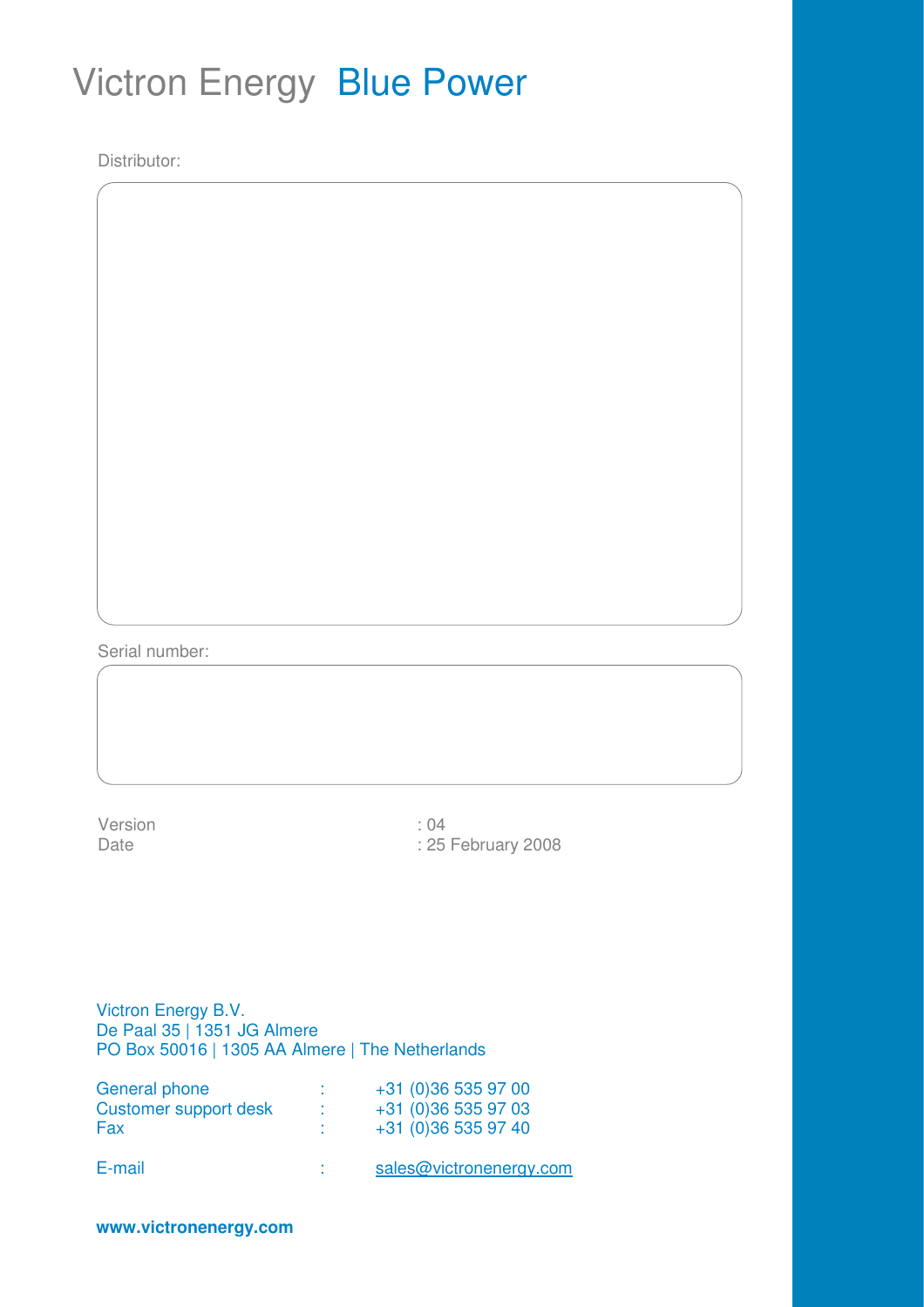# Victron Energy Blue Power

Distributor:

Serial number:

| | |
|---|---|
| Version | : 04 |
| Date | : 25 February 2008 |

Victron Energy B.V.
De Paal 35 | 1351 JG Almere
PO Box 50016 | 1305 AA Almere | The Netherlands

| | | |
|---|---|---|
| General phone | : | +31 (0)36 535 97 00 |
| Customer support desk | : | +31 (0)36 535 97 03 |
| Fax | : | +31 (0)36 535 97 40 |
| E-mail | : | sales@victronenergy.com |

**www.victronenergy.com**